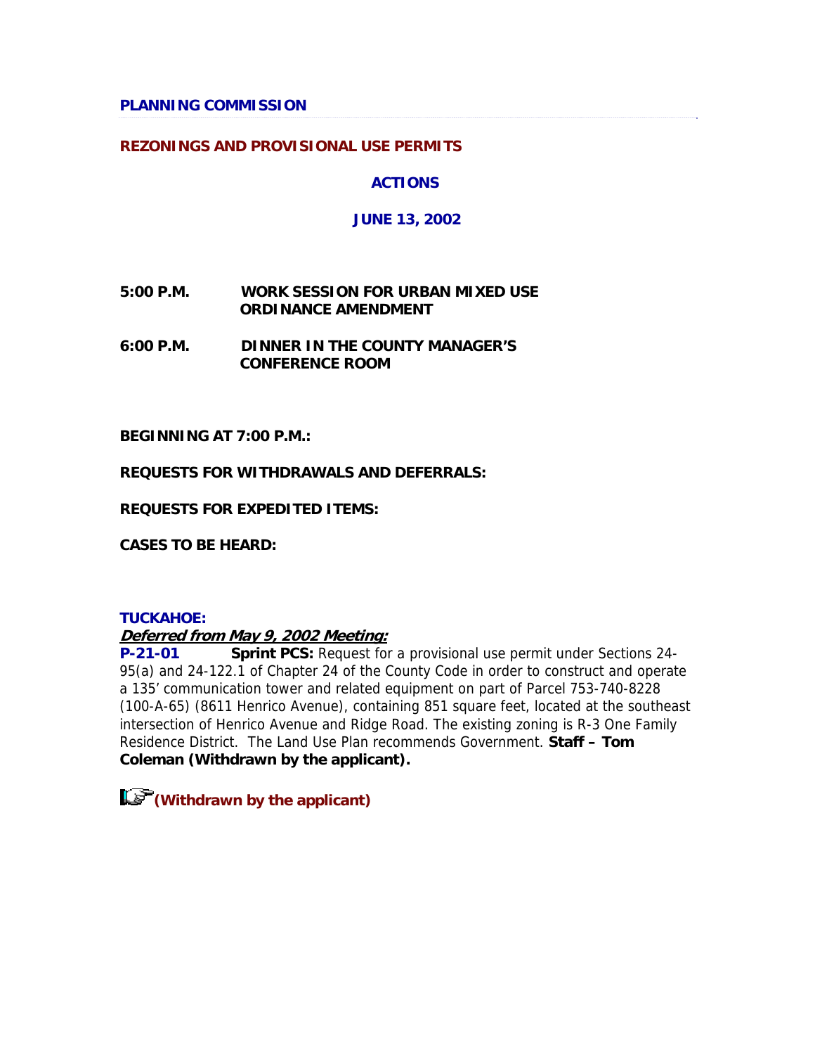**PLANNING COMMISSION**

**REZONINGS AND PROVISIONAL USE PERMITS**

**ACTIONS**

**JUNE 13, 2002**

**5:00 P.M.** **WORK SESSION FOR URBAN MIXED USE ORDINANCE AMENDMENT**

**6:00 P.M.** **DINNER IN THE COUNTY MANAGER'S CONFERENCE ROOM**

**BEGINNING AT 7:00 P.M.:**

**REQUESTS FOR WITHDRAWALS AND DEFERRALS:**

**REQUESTS FOR EXPEDITED ITEMS:**

**CASES TO BE HEARD:**

**TUCKAHOE:**

***Deferred from May 9, 2002 Meeting:***

**P-21-01** **Sprint PCS:** Request for a provisional use permit under Sections 24-95(a) and 24-122.1 of Chapter 24 of the County Code in order to construct and operate a 135' communication tower and related equipment on part of Parcel 753-740-8228 (100-A-65) (8611 Henrico Avenue), containing 851 square feet, located at the southeast intersection of Henrico Avenue and Ridge Road. The existing zoning is R-3 One Family Residence District. The Land Use Plan recommends Government. **Staff – Tom Coleman (Withdrawn by the applicant).**

**(Withdrawn by the applicant)**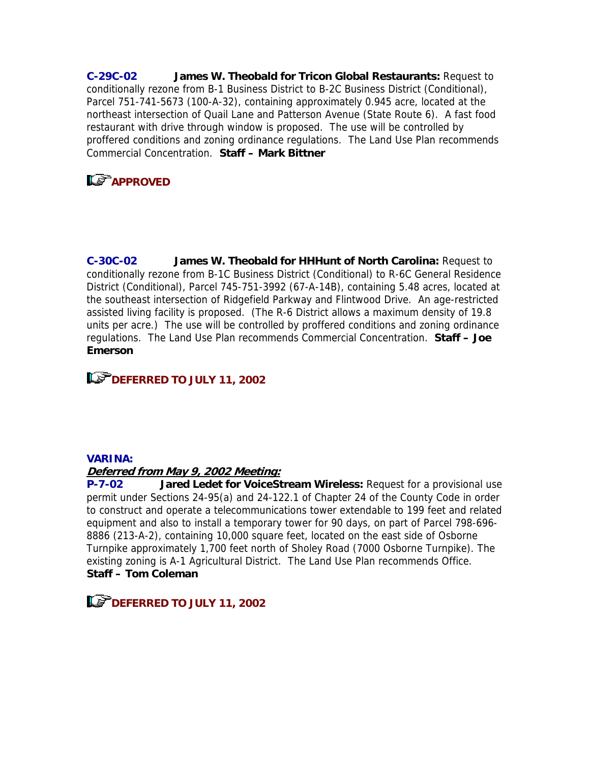**C-29C-02** **James W. Theobald for Tricon Global Restaurants:** Request to conditionally rezone from B-1 Business District to B-2C Business District (Conditional), Parcel 751-741-5673 (100-A-32), containing approximately 0.945 acre, located at the northeast intersection of Quail Lane and Patterson Avenue (State Route 6). A fast food restaurant with drive through window is proposed. The use will be controlled by proffered conditions and zoning ordinance regulations. The Land Use Plan recommends Commercial Concentration. **Staff – Mark Bittner**

**APPROVED**

**C-30C-02** **James W. Theobald for HHHunt of North Carolina:** Request to conditionally rezone from B-1C Business District (Conditional) to R-6C General Residence District (Conditional), Parcel 745-751-3992 (67-A-14B), containing 5.48 acres, located at the southeast intersection of Ridgefield Parkway and Flintwood Drive. An age-restricted assisted living facility is proposed. (The R-6 District allows a maximum density of 19.8 units per acre.) The use will be controlled by proffered conditions and zoning ordinance regulations. The Land Use Plan recommends Commercial Concentration. **Staff – Joe Emerson**

**DEFERRED TO JULY 11, 2002**

**VARINA:**

***Deferred from May 9, 2002 Meeting:***

**P-7-02** **Jared Ledet for VoiceStream Wireless:** Request for a provisional use permit under Sections 24-95(a) and 24-122.1 of Chapter 24 of the County Code in order to construct and operate a telecommunications tower extendable to 199 feet and related equipment and also to install a temporary tower for 90 days, on part of Parcel 798-696-8886 (213-A-2), containing 10,000 square feet, located on the east side of Osborne Turnpike approximately 1,700 feet north of Sholey Road (7000 Osborne Turnpike). The existing zoning is A-1 Agricultural District. The Land Use Plan recommends Office. **Staff – Tom Coleman**

**DEFERRED TO JULY 11, 2002**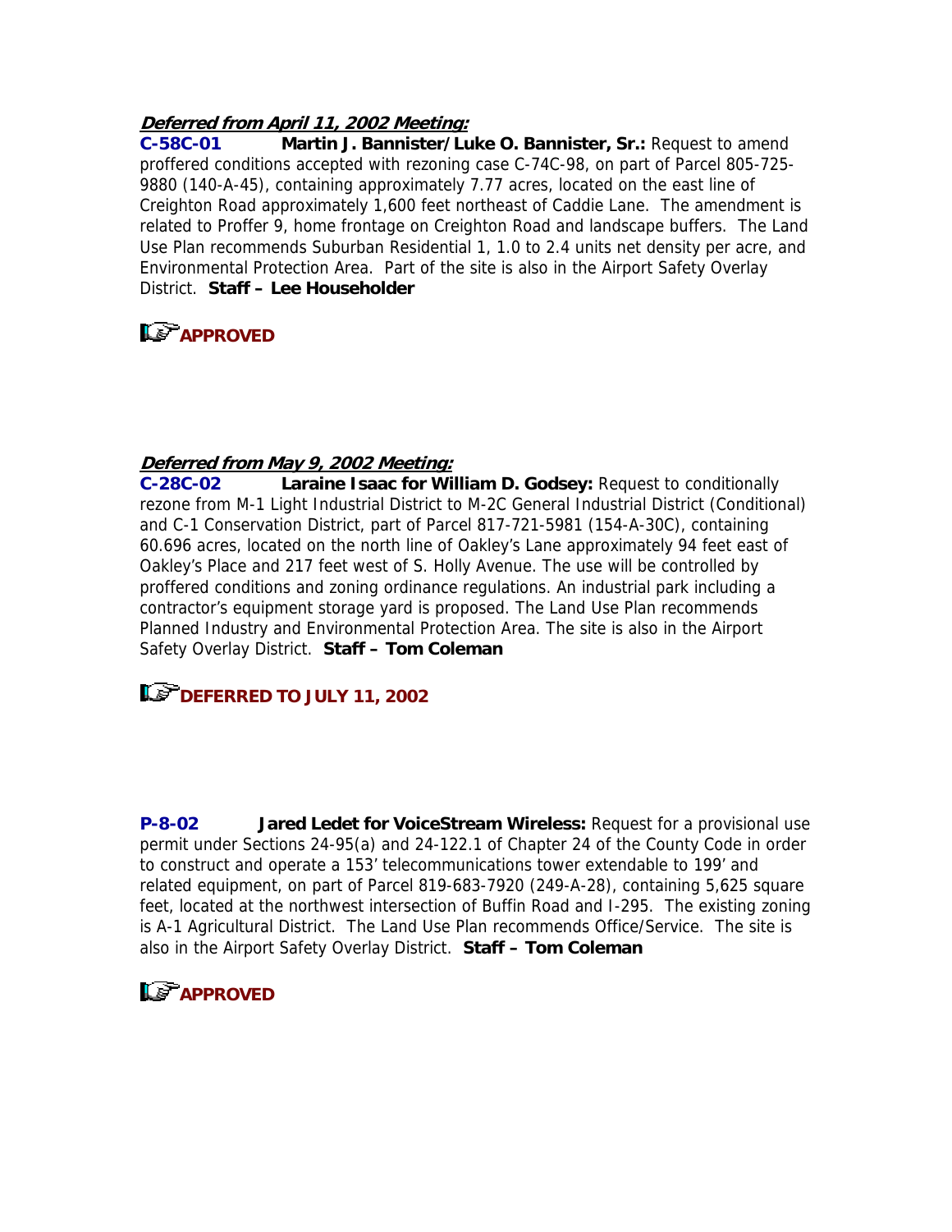***Deferred from April 11, 2002 Meeting:***

**C-58C-01 Martin J. Bannister/Luke O. Bannister, Sr.:** Request to amend proffered conditions accepted with rezoning case C-74C-98, on part of Parcel 805-725-9880 (140-A-45), containing approximately 7.77 acres, located on the east line of Creighton Road approximately 1,600 feet northeast of Caddie Lane. The amendment is related to Proffer 9, home frontage on Creighton Road and landscape buffers. The Land Use Plan recommends Suburban Residential 1, 1.0 to 2.4 units net density per acre, and Environmental Protection Area. Part of the site is also in the Airport Safety Overlay District. **Staff – Lee Householder**

**APPROVED**

***Deferred from May 9, 2002 Meeting:***

**C-28C-02 Laraine Isaac for William D. Godsey:** Request to conditionally rezone from M-1 Light Industrial District to M-2C General Industrial District (Conditional) and C-1 Conservation District, part of Parcel 817-721-5981 (154-A-30C), containing 60.696 acres, located on the north line of Oakley's Lane approximately 94 feet east of Oakley's Place and 217 feet west of S. Holly Avenue. The use will be controlled by proffered conditions and zoning ordinance regulations. An industrial park including a contractor's equipment storage yard is proposed. The Land Use Plan recommends Planned Industry and Environmental Protection Area. The site is also in the Airport Safety Overlay District. **Staff – Tom Coleman**

**DEFERRED TO JULY 11, 2002**

**P-8-02 Jared Ledet for VoiceStream Wireless:** Request for a provisional use permit under Sections 24-95(a) and 24-122.1 of Chapter 24 of the County Code in order to construct and operate a 153' telecommunications tower extendable to 199' and related equipment, on part of Parcel 819-683-7920 (249-A-28), containing 5,625 square feet, located at the northwest intersection of Buffin Road and I-295. The existing zoning is A-1 Agricultural District. The Land Use Plan recommends Office/Service. The site is also in the Airport Safety Overlay District. **Staff – Tom Coleman**

**APPROVED**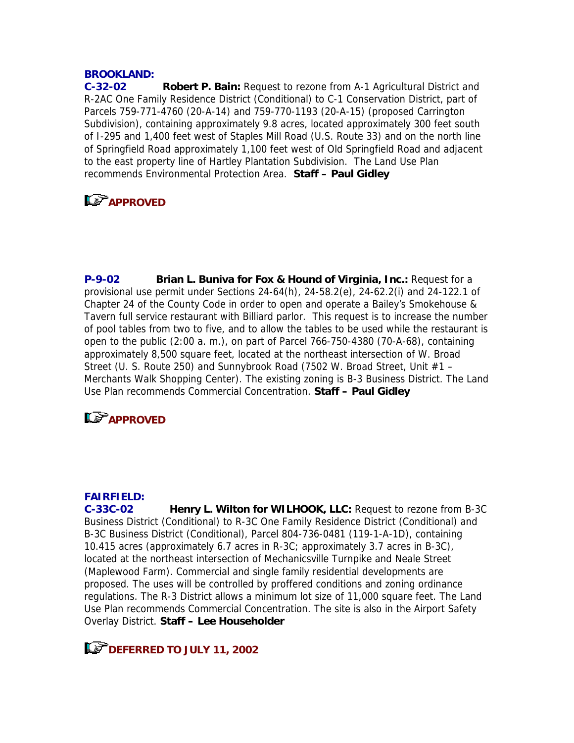**BROOKLAND:**

**C-32-02** **Robert P. Bain:** Request to rezone from A-1 Agricultural District and R-2AC One Family Residence District (Conditional) to C-1 Conservation District, part of Parcels 759-771-4760 (20-A-14) and 759-770-1193 (20-A-15) (proposed Carrington Subdivision), containing approximately 9.8 acres, located approximately 300 feet south of I-295 and 1,400 feet west of Staples Mill Road (U.S. Route 33) and on the north line of Springfield Road approximately 1,100 feet west of Old Springfield Road and adjacent to the east property line of Hartley Plantation Subdivision. The Land Use Plan recommends Environmental Protection Area. **Staff – Paul Gidley**

**APPROVED**

**P-9-02** **Brian L. Buniva for Fox & Hound of Virginia, Inc.:** Request for a provisional use permit under Sections 24-64(h), 24-58.2(e), 24-62.2(i) and 24-122.1 of Chapter 24 of the County Code in order to open and operate a Bailey's Smokehouse & Tavern full service restaurant with Billiard parlor. This request is to increase the number of pool tables from two to five, and to allow the tables to be used while the restaurant is open to the public (2:00 a. m.), on part of Parcel 766-750-4380 (70-A-68), containing approximately 8,500 square feet, located at the northeast intersection of W. Broad Street (U. S. Route 250) and Sunnybrook Road (7502 W. Broad Street, Unit #1 – Merchants Walk Shopping Center). The existing zoning is B-3 Business District. The Land Use Plan recommends Commercial Concentration. **Staff – Paul Gidley**

**APPROVED**

**FAIRFIELD:**

**C-33C-02** **Henry L. Wilton for WILHOOK, LLC:** Request to rezone from B-3C Business District (Conditional) to R-3C One Family Residence District (Conditional) and B-3C Business District (Conditional), Parcel 804-736-0481 (119-1-A-1D), containing 10.415 acres (approximately 6.7 acres in R-3C; approximately 3.7 acres in B-3C), located at the northeast intersection of Mechanicsville Turnpike and Neale Street (Maplewood Farm). Commercial and single family residential developments are proposed. The uses will be controlled by proffered conditions and zoning ordinance regulations. The R-3 District allows a minimum lot size of 11,000 square feet. The Land Use Plan recommends Commercial Concentration. The site is also in the Airport Safety Overlay District. **Staff – Lee Householder**

**DEFERRED TO JULY 11, 2002**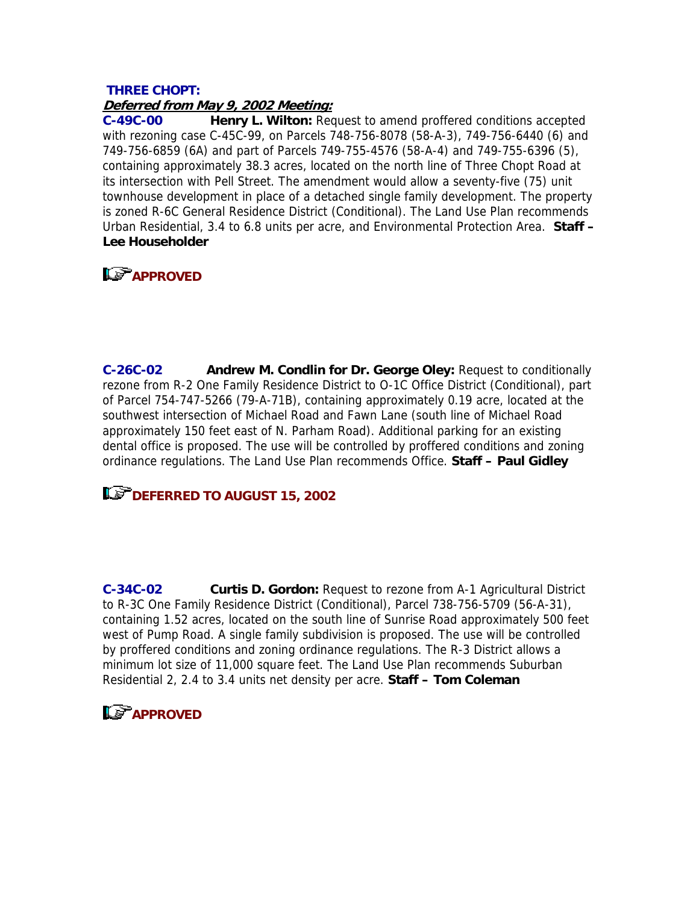**THREE CHOPT:**

***Deferred from May 9, 2002 Meeting:***

**C-49C-00** **Henry L. Wilton:** Request to amend proffered conditions accepted with rezoning case C-45C-99, on Parcels 748-756-8078 (58-A-3), 749-756-6440 (6) and 749-756-6859 (6A) and part of Parcels 749-755-4576 (58-A-4) and 749-755-6396 (5), containing approximately 38.3 acres, located on the north line of Three Chopt Road at its intersection with Pell Street. The amendment would allow a seventy-five (75) unit townhouse development in place of a detached single family development. The property is zoned R-6C General Residence District (Conditional). The Land Use Plan recommends Urban Residential, 3.4 to 6.8 units per acre, and Environmental Protection Area. **Staff – Lee Householder**

**APPROVED**

**C-26C-02** **Andrew M. Condlin for Dr. George Oley:** Request to conditionally rezone from R-2 One Family Residence District to O-1C Office District (Conditional), part of Parcel 754-747-5266 (79-A-71B), containing approximately 0.19 acre, located at the southwest intersection of Michael Road and Fawn Lane (south line of Michael Road approximately 150 feet east of N. Parham Road). Additional parking for an existing dental office is proposed. The use will be controlled by proffered conditions and zoning ordinance regulations. The Land Use Plan recommends Office. **Staff – Paul Gidley**

**DEFERRED TO AUGUST 15, 2002**

**C-34C-02** **Curtis D. Gordon:** Request to rezone from A-1 Agricultural District to R-3C One Family Residence District (Conditional), Parcel 738-756-5709 (56-A-31), containing 1.52 acres, located on the south line of Sunrise Road approximately 500 feet west of Pump Road. A single family subdivision is proposed. The use will be controlled by proffered conditions and zoning ordinance regulations. The R-3 District allows a minimum lot size of 11,000 square feet. The Land Use Plan recommends Suburban Residential 2, 2.4 to 3.4 units net density per acre. **Staff – Tom Coleman**

**APPROVED**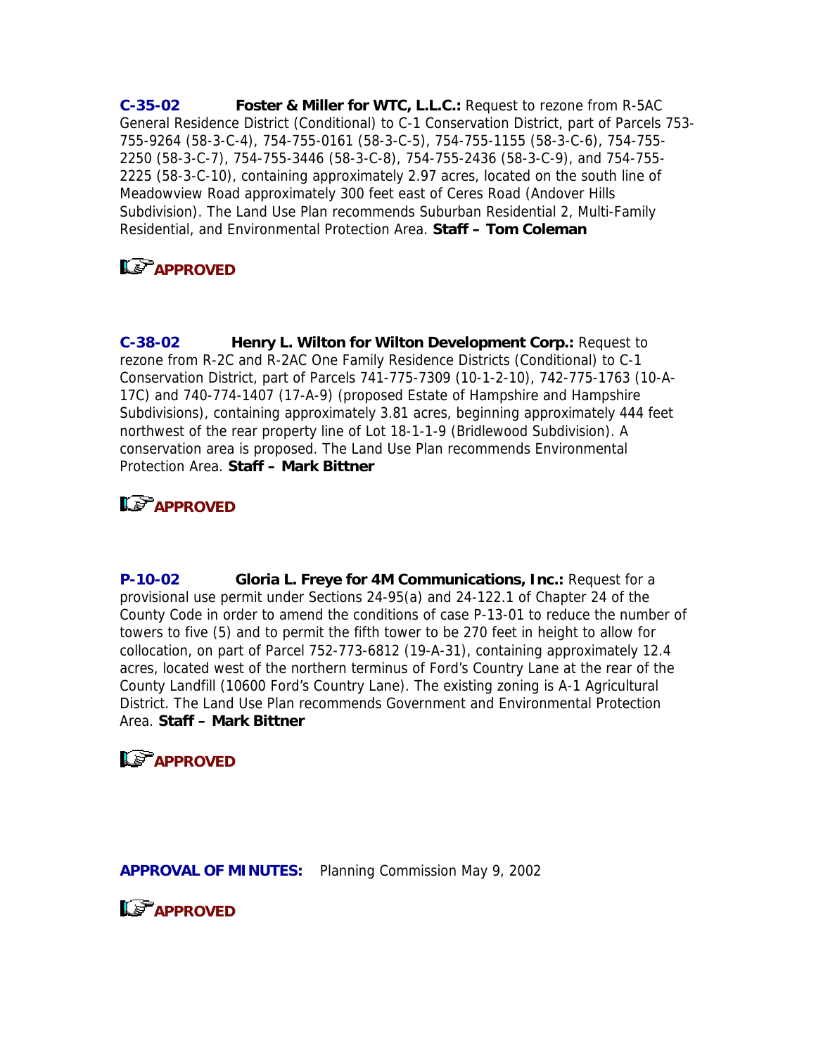**C-35-02** **Foster & Miller for WTC, L.L.C.:** Request to rezone from R-5AC General Residence District (Conditional) to C-1 Conservation District, part of Parcels 753-755-9264 (58-3-C-4), 754-755-0161 (58-3-C-5), 754-755-1155 (58-3-C-6), 754-755-2250 (58-3-C-7), 754-755-3446 (58-3-C-8), 754-755-2436 (58-3-C-9), and 754-755-2225 (58-3-C-10), containing approximately 2.97 acres, located on the south line of Meadowview Road approximately 300 feet east of Ceres Road (Andover Hills Subdivision). The Land Use Plan recommends Suburban Residential 2, Multi-Family Residential, and Environmental Protection Area. **Staff – Tom Coleman**

**APPROVED**

**C-38-02** **Henry L. Wilton for Wilton Development Corp.:** Request to rezone from R-2C and R-2AC One Family Residence Districts (Conditional) to C-1 Conservation District, part of Parcels 741-775-7309 (10-1-2-10), 742-775-1763 (10-A-17C) and 740-774-1407 (17-A-9) (proposed Estate of Hampshire and Hampshire Subdivisions), containing approximately 3.81 acres, beginning approximately 444 feet northwest of the rear property line of Lot 18-1-1-9 (Bridlewood Subdivision). A conservation area is proposed. The Land Use Plan recommends Environmental Protection Area. **Staff – Mark Bittner**

**APPROVED**

**P-10-02** **Gloria L. Freye for 4M Communications, Inc.:** Request for a provisional use permit under Sections 24-95(a) and 24-122.1 of Chapter 24 of the County Code in order to amend the conditions of case P-13-01 to reduce the number of towers to five (5) and to permit the fifth tower to be 270 feet in height to allow for collocation, on part of Parcel 752-773-6812 (19-A-31), containing approximately 12.4 acres, located west of the northern terminus of Ford's Country Lane at the rear of the County Landfill (10600 Ford's Country Lane). The existing zoning is A-1 Agricultural District. The Land Use Plan recommends Government and Environmental Protection Area. **Staff – Mark Bittner**

**APPROVED**

**APPROVAL OF MINUTES:** Planning Commission May 9, 2002

**APPROVED**